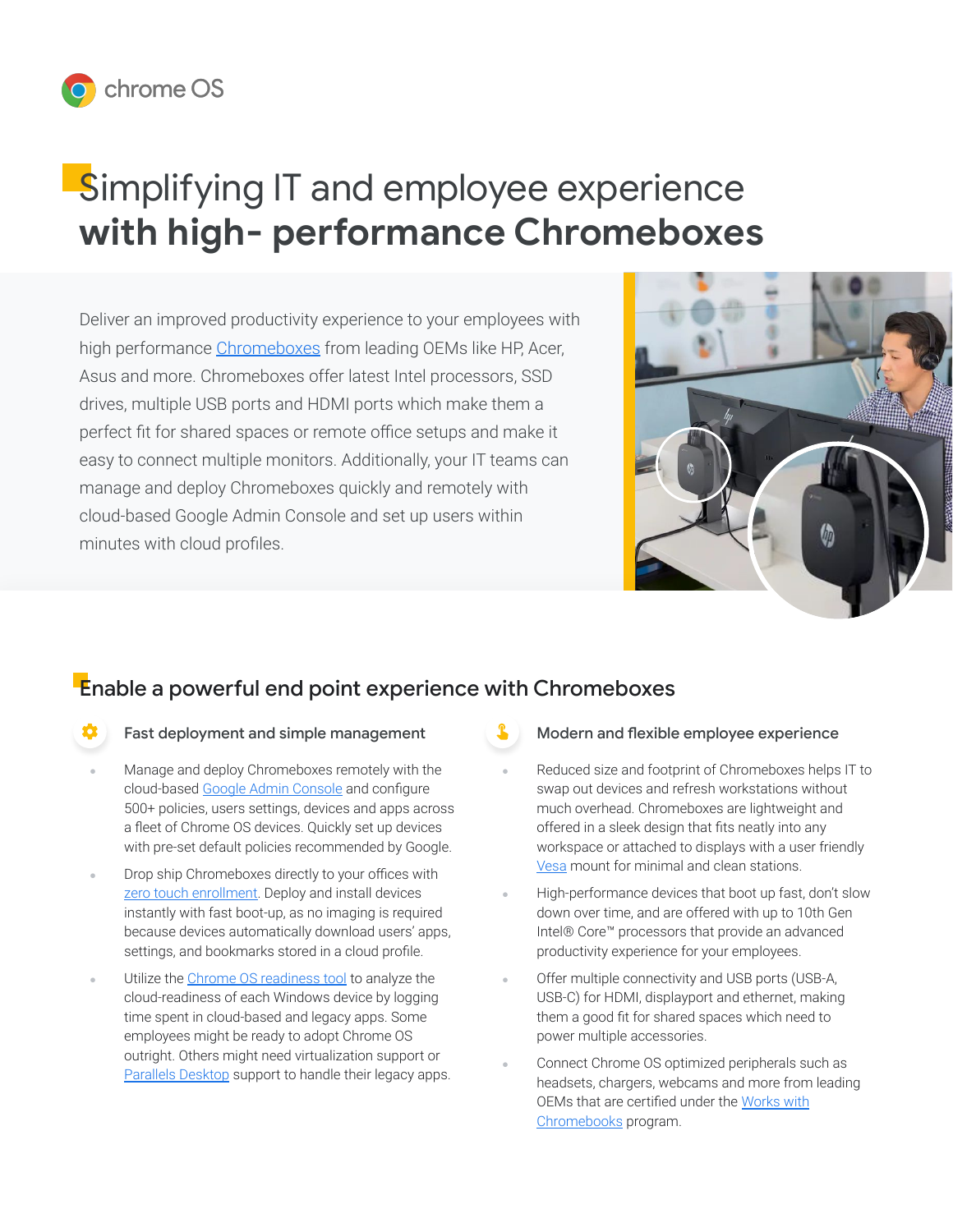chrome OS

# Simplifying IT and employee experience **with high- performance Chromeboxes**

Deliver an improved productivity experience to your employees with high performance Chromeboxes from leading OEMs like HP, Acer, Asus and more. Chromeboxes offer latest Intel processors, SSD drives, multiple USB ports and HDMI ports which make them a perfect fit for shared spaces or remote office setups and make it easy to connect multiple monitors. Additionally, your IT teams can manage and deploy Chromeboxes quickly and remotely with cloud-based Google Admin Console and set up users within minutes with cloud profiles.

## Enable a powerful end point experience with Chromeboxes

### Fast deployment and simple management

- Manage and deploy Chromeboxes remotely with the cloud-based Google Admin Console and configure 500+ policies, users settings, devices and apps across a fleet of Chrome OS devices. Quickly set up devices with pre-set default policies recommended by Google.
- Drop ship Chromeboxes directly to your offices with zero touch enrollment. Deploy and install devices instantly with fast boot-up, as no imaging is required because devices automatically download users' apps, settings, and bookmarks stored in a cloud profile.
- Utilize the Chrome OS readiness tool to analyze the cloud-readiness of each Windows device by logging time spent in cloud-based and legacy apps. Some employees might be ready to adopt Chrome OS outright. Others might need virtualization support or Parallels Desktop support to handle their legacy apps.

### Modern and flexible employee experience

- Reduced size and footprint of Chromeboxes helps IT to swap out devices and refresh workstations without much overhead. Chromeboxes are lightweight and offered in a sleek design that fits neatly into any workspace or attached to displays with a user friendly Vesa mount for minimal and clean stations.
- High-performance devices that boot up fast, don't slow down over time, and are offered with up to 10th Gen Intel® Core™ processors that provide an advanced productivity experience for your employees.
- Offer multiple connectivity and USB ports (USB-A, USB-C) for HDMI, displayport and ethernet, making them a good fit for shared spaces which need to power multiple accessories.
- Connect Chrome OS optimized peripherals such as headsets, chargers, webcams and more from leading OEMs that are certified under the Works with Chromebooks program.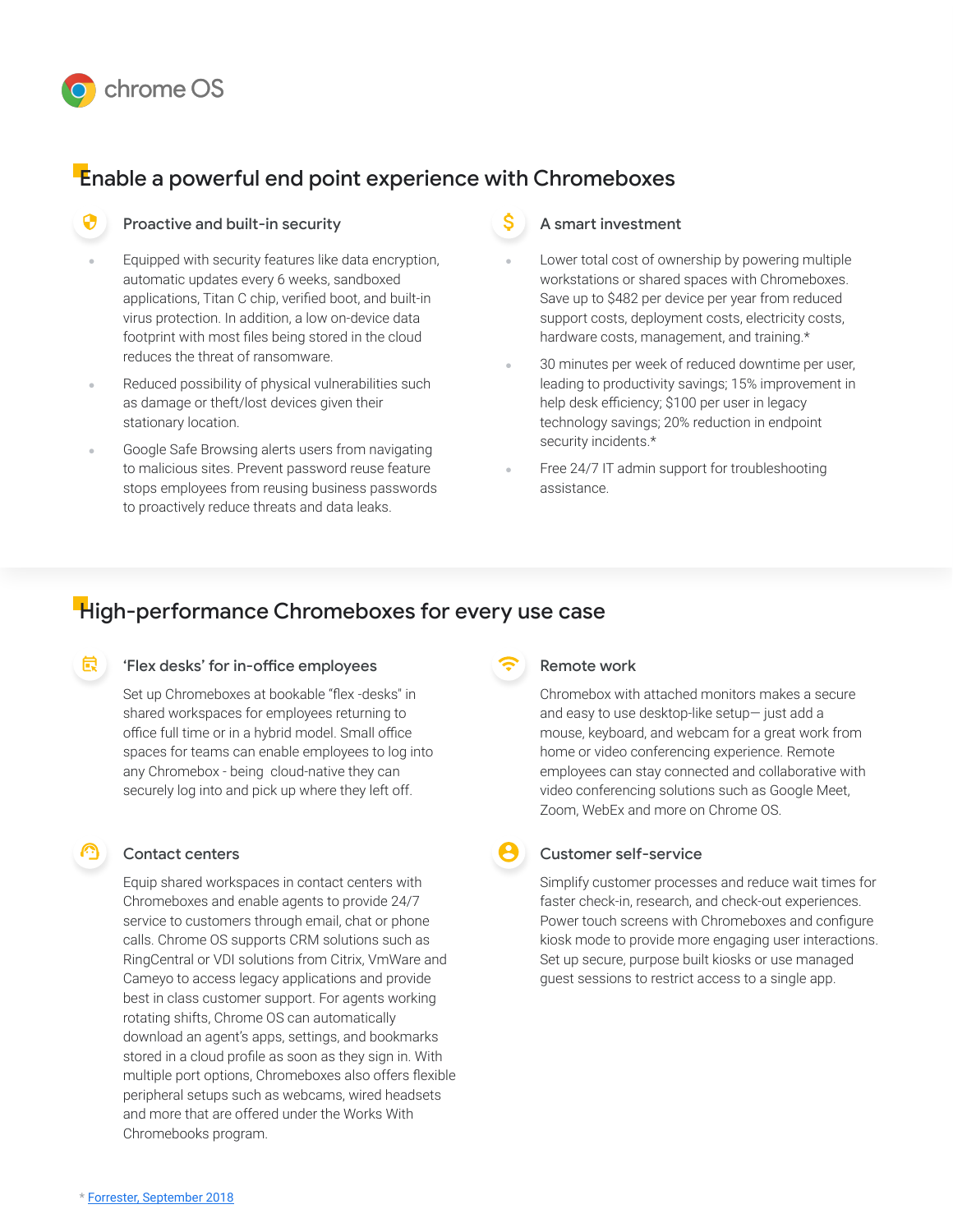chrome OS

## Enable a powerful end point experience with Chromeboxes

### Proactive and built-in security

- Equipped with security features like data encryption, automatic updates every 6 weeks, sandboxed applications, Titan C chip, verified boot, and built-in virus protection. In addition, a low on-device data footprint with most files being stored in the cloud reduces the threat of ransomware.
- Reduced possibility of physical vulnerabilities such as damage or theft/lost devices given their stationary location.
- Google Safe Browsing alerts users from navigating to malicious sites. Prevent password reuse feature stops employees from reusing business passwords to proactively reduce threats and data leaks.

### A smart investment

- Lower total cost of ownership by powering multiple workstations or shared spaces with Chromeboxes. Save up to $482 per device per year from reduced support costs, deployment costs, electricity costs, hardware costs, management, and training.*
- 30 minutes per week of reduced downtime per user, leading to productivity savings; 15% improvement in help desk efficiency; $100 per user in legacy technology savings; 20% reduction in endpoint security incidents.*
- Free 24/7 IT admin support for troubleshooting assistance.

## High-performance Chromeboxes for every use case

### 'Flex desks' for in-office employees

Set up Chromeboxes at bookable "flex -desks" in shared workspaces for employees returning to office full time or in a hybrid model. Small office spaces for teams can enable employees to log into any Chromebox - being cloud-native they can securely log into and pick up where they left off.

### Remote work

Chromebox with attached monitors makes a secure and easy to use desktop-like setup— just add a mouse, keyboard, and webcam for a great work from home or video conferencing experience. Remote employees can stay connected and collaborative with video conferencing solutions such as Google Meet, Zoom, WebEx and more on Chrome OS.

### Contact centers

Equip shared workspaces in contact centers with Chromeboxes and enable agents to provide 24/7 service to customers through email, chat or phone calls. Chrome OS supports CRM solutions such as RingCentral or VDI solutions from Citrix, VmWare and Cameyo to access legacy applications and provide best in class customer support. For agents working rotating shifts, Chrome OS can automatically download an agent's apps, settings, and bookmarks stored in a cloud profile as soon as they sign in. With multiple port options, Chromeboxes also offers flexible peripheral setups such as webcams, wired headsets and more that are offered under the Works With Chromebooks program.

### Customer self-service

Simplify customer processes and reduce wait times for faster check-in, research, and check-out experiences. Power touch screens with Chromeboxes and configure kiosk mode to provide more engaging user interactions. Set up secure, purpose built kiosks or use managed guest sessions to restrict access to a single app.

* Forrester, September 2018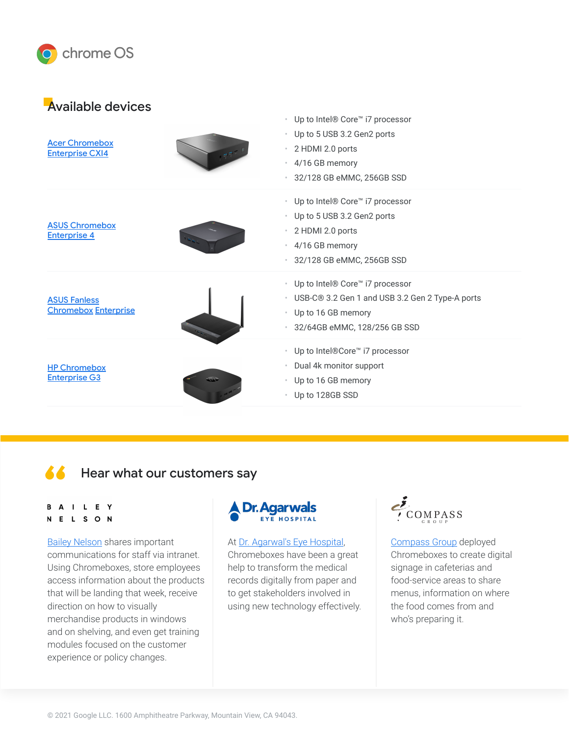chrome OS

## Available devices

[Acer Chromebox Enterprise CXI4]

- Up to Intel® Core™ i7 processor
- Up to 5 USB 3.2 Gen2 ports
- 2 HDMI 2.0 ports
- 4/16 GB memory
- 32/128 GB eMMC, 256GB SSD

[ASUS Chromebox Enterprise 4]

- Up to Intel® Core™ i7 processor
- Up to 5 USB 3.2 Gen2 ports
- 2 HDMI 2.0 ports
- 4/16 GB memory
- 32/128 GB eMMC, 256GB SSD

[ASUS Fanless Chromebox Enterprise]

- Up to Intel® Core™ i7 processor
- USB-C® 3.2 Gen 1 and USB 3.2 Gen 2 Type-A ports
- Up to 16 GB memory
- 32/64GB eMMC, 128/256 GB SSD

[HP Chromebox Enterprise G3]

- Up to Intel®Core™ i7 processor
- Dual 4k monitor support
- Up to 16 GB memory
- Up to 128GB SSD

## Hear what our customers say

BAILEY NELSON

Bailey Nelson shares important communications for staff via intranet. Using Chromeboxes, store employees access information about the products that will be landing that week, receive direction on how to visually merchandise products in windows and on shelving, and even get training modules focused on the customer experience or policy changes.

Dr. Agarwals EYE HOSPITAL

At Dr. Agarwal's Eye Hospital, Chromeboxes have been a great help to transform the medical records digitally from paper and to get stakeholders involved in using new technology effectively.

COMPASS GROUP

Compass Group deployed Chromeboxes to create digital signage in cafeterias and food-service areas to share menus, information on where the food comes from and who's preparing it.

© 2021 Google LLC. 1600 Amphitheatre Parkway, Mountain View, CA 94043.